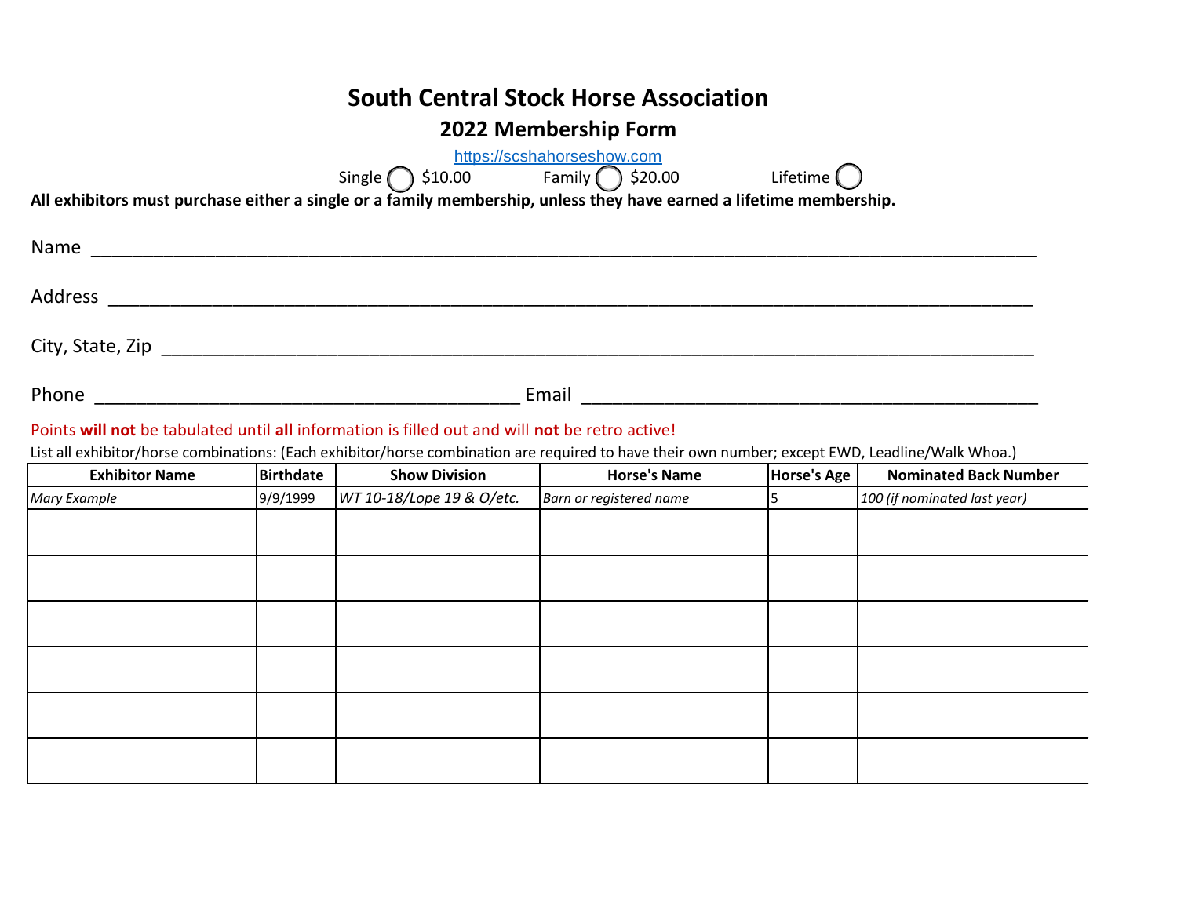# South Central Stock Horse Association

## 2022 Membership Form

https://scshahorseshow.com

Single ◯ $10.00 Family ◯ $20.00 Lifetime ◯

**All exhibitors must purchase either a single or a family membership, unless they have earned a lifetime membership.**

Name ______________________________________________________________________________

Address ____________________________________________________________________________

City, State, Zip ______________________________________________________________________

Phone ___________________________________ Email ____________________________________

Points **will not** be tabulated until **all** information is filled out and will **not** be retro active!

List all exhibitor/horse combinations: (Each exhibitor/horse combination are required to have their own number; except EWD, Leadline/Walk Whoa.)

| Exhibitor Name | Birthdate | Show Division | Horse's Name | Horse's Age | Nominated Back Number |
|---|---|---|---|---|---|
| *Mary Example* | 9/9/1999 | *WT 10-18/Lope 19 & O/etc.* | *Barn or registered name* | 5 | *100 (if nominated last year)* |
| | | | | | |
| | | | | | |
| | | | | | |
| | | | | | |
| | | | | | |
| | | | | | |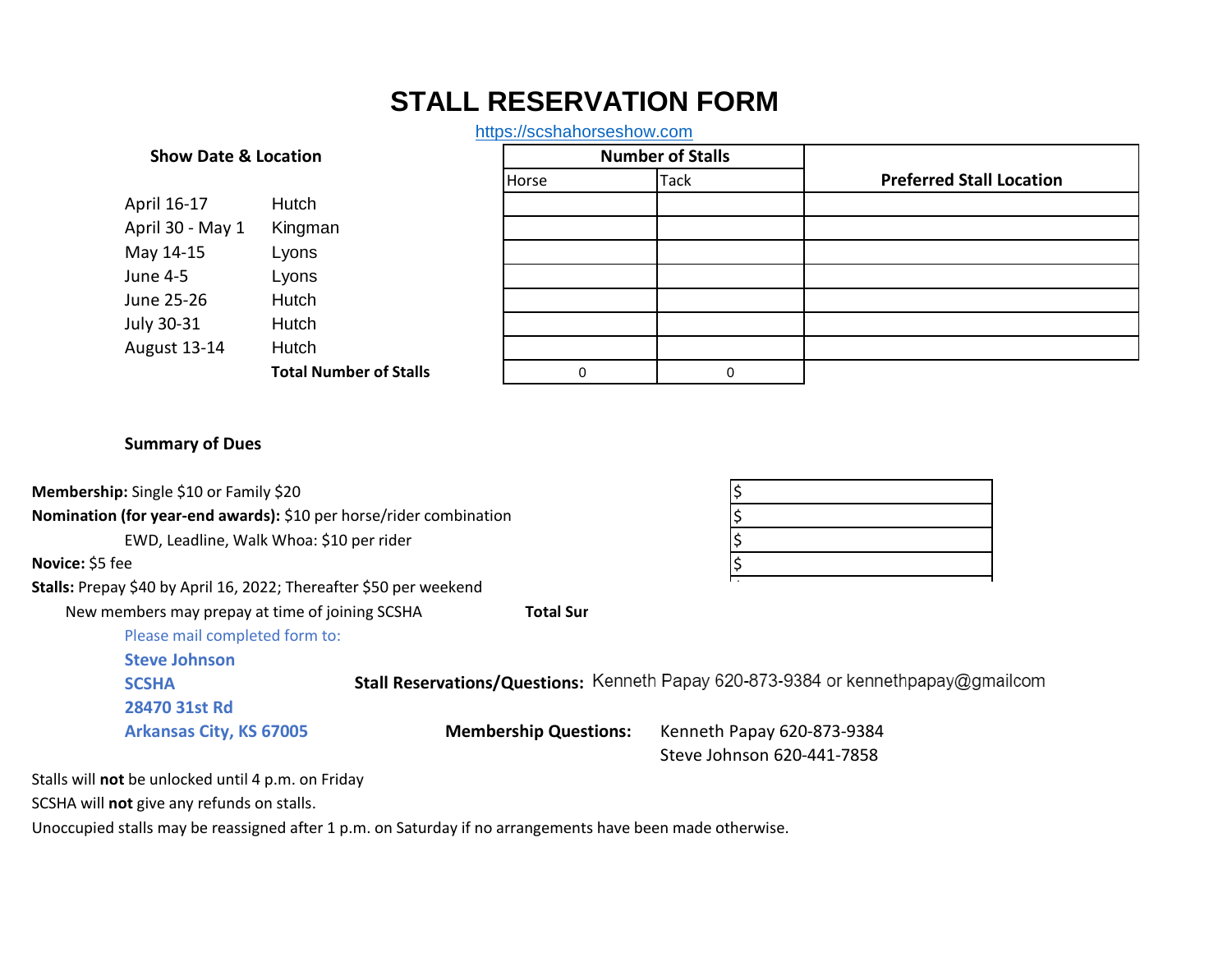# STALL RESERVATION FORM

https://scshahorseshow.com

| Show Date & Location | | Number of Stalls | | Preferred Stall Location |
|---|---|---|---|---|
| | | Horse | Tack | |
| April 16-17 | Hutch | | | |
| April 30 - May 1 | Kingman | | | |
| May 14-15 | Lyons | | | |
| June 4-5 | Lyons | | | |
| June 25-26 | Hutch | | | |
| July 30-31 | Hutch | | | |
| August 13-14 | Hutch | | | |
| | **Total Number of Stalls** | 0 | 0 | |

**Summary of Dues**

| | |
|---|---|
| **Membership:** Single $10 or Family $20 | $ |
| **Nomination (for year-end awards):** $10 per horse/rider combination | $ |
| EWD, Leadline, Walk Whoa: $10 per rider | $ |
| **Novice:** $5 fee | $ |
| **Stalls:** Prepay $40 by April 16, 2022; Thereafter $50 per weekend | |
| New members may prepay at time of joining SCSHA **Total Sur** | |

Please mail completed form to:

**Steve Johnson**
**SCSHA**
**28470 31st Rd**
**Arkansas City, KS 67005**

**Stall Reservations/Questions:** Kenneth Papay 620-873-9384 or kennethpapay@gmailcom

**Membership Questions:** Kenneth Papay 620-873-9384
Steve Johnson 620-441-7858

Stalls will **not** be unlocked until 4 p.m. on Friday

SCSHA will **not** give any refunds on stalls.

Unoccupied stalls may be reassigned after 1 p.m. on Saturday if no arrangements have been made otherwise.